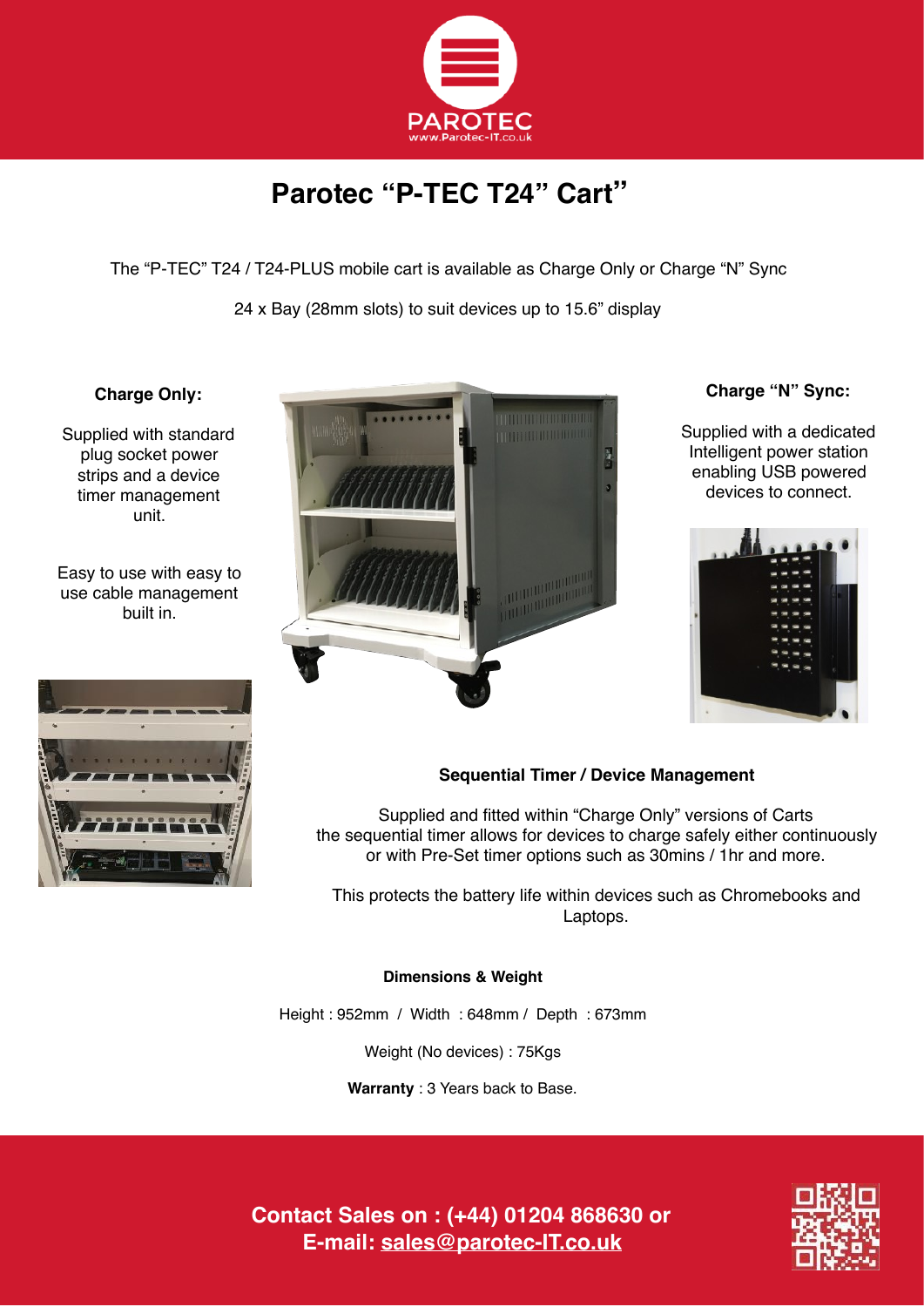PAROTEC
www.Parotec-IT.co.uk

# Parotec “P-TEC T24” Cart”

The “P-TEC” T24 / T24-PLUS mobile cart is available as Charge Only or Charge “N” Sync

24 x Bay (28mm slots) to suit devices up to 15.6” display

**Charge Only:**

Supplied with standard plug socket power strips and a device timer management unit.

Easy to use with easy to use cable management built in.

**Charge “N” Sync:**

Supplied with a dedicated Intelligent power station enabling USB powered devices to connect.

**Sequential Timer / Device Management**

Supplied and fitted within “Charge Only” versions of Carts the sequential timer allows for devices to charge safely either continuously or with Pre-Set timer options such as 30mins / 1hr and more.

This protects the battery life within devices such as Chromebooks and Laptops.

**Dimensions & Weight**

Height : 952mm / Width : 648mm / Depth : 673mm

Weight (No devices) : 75Kgs

**Warranty** : 3 Years back to Base.

**Contact Sales on : (+44) 01204 868630 or**
**E-mail: sales@parotec-IT.co.uk**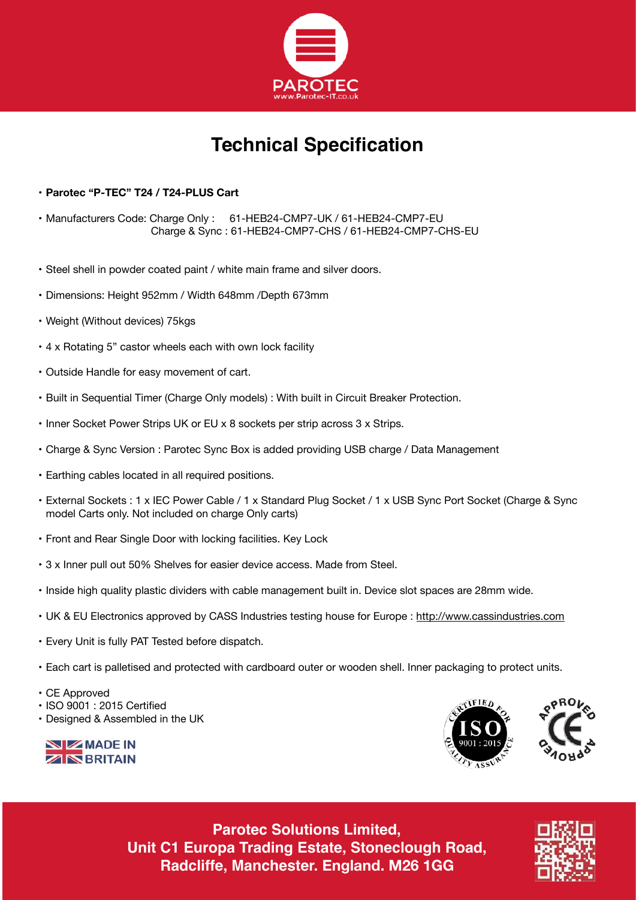PAROTEC
www.Parotec-IT.co.uk

# Technical Specification

- **Parotec "P-TEC" T24 / T24-PLUS Cart**
- Manufacturers Code: Charge Only : 61-HEB24-CMP7-UK / 61-HEB24-CMP7-EU
  Charge & Sync : 61-HEB24-CMP7-CHS / 61-HEB24-CMP7-CHS-EU
- Steel shell in powder coated paint / white main frame and silver doors.
- Dimensions: Height 952mm / Width 648mm /Depth 673mm
- Weight (Without devices) 75kgs
- 4 x Rotating 5" castor wheels each with own lock facility
- Outside Handle for easy movement of cart.
- Built in Sequential Timer (Charge Only models) : With built in Circuit Breaker Protection.
- Inner Socket Power Strips UK or EU x 8 sockets per strip across 3 x Strips.
- Charge & Sync Version : Parotec Sync Box is added providing USB charge / Data Management
- Earthing cables located in all required positions.
- External Sockets : 1 x IEC Power Cable / 1 x Standard Plug Socket / 1 x USB Sync Port Socket (Charge & Sync model Carts only. Not included on charge Only carts)
- Front and Rear Single Door with locking facilities. Key Lock
- 3 x Inner pull out 50% Shelves for easier device access. Made from Steel.
- Inside high quality plastic dividers with cable management built in. Device slot spaces are 28mm wide.
- UK & EU Electronics approved by CASS Industries testing house for Europe : http://www.cassindustries.com
- Every Unit is fully PAT Tested before dispatch.
- Each cart is palletised and protected with cardboard outer or wooden shell. Inner packaging to protect units.
- CE Approved
- ISO 9001 : 2015 Certified
- Designed & Assembled in the UK

MADE IN BRITAIN

CERTIFIED FOR QUALITY ASSURANCE ISO 9001 : 2015

APPROVED CE APPROVED

**Parotec Solutions Limited,**
**Unit C1 Europa Trading Estate, Stoneclough Road,**
**Radcliffe, Manchester. England. M26 1GG**